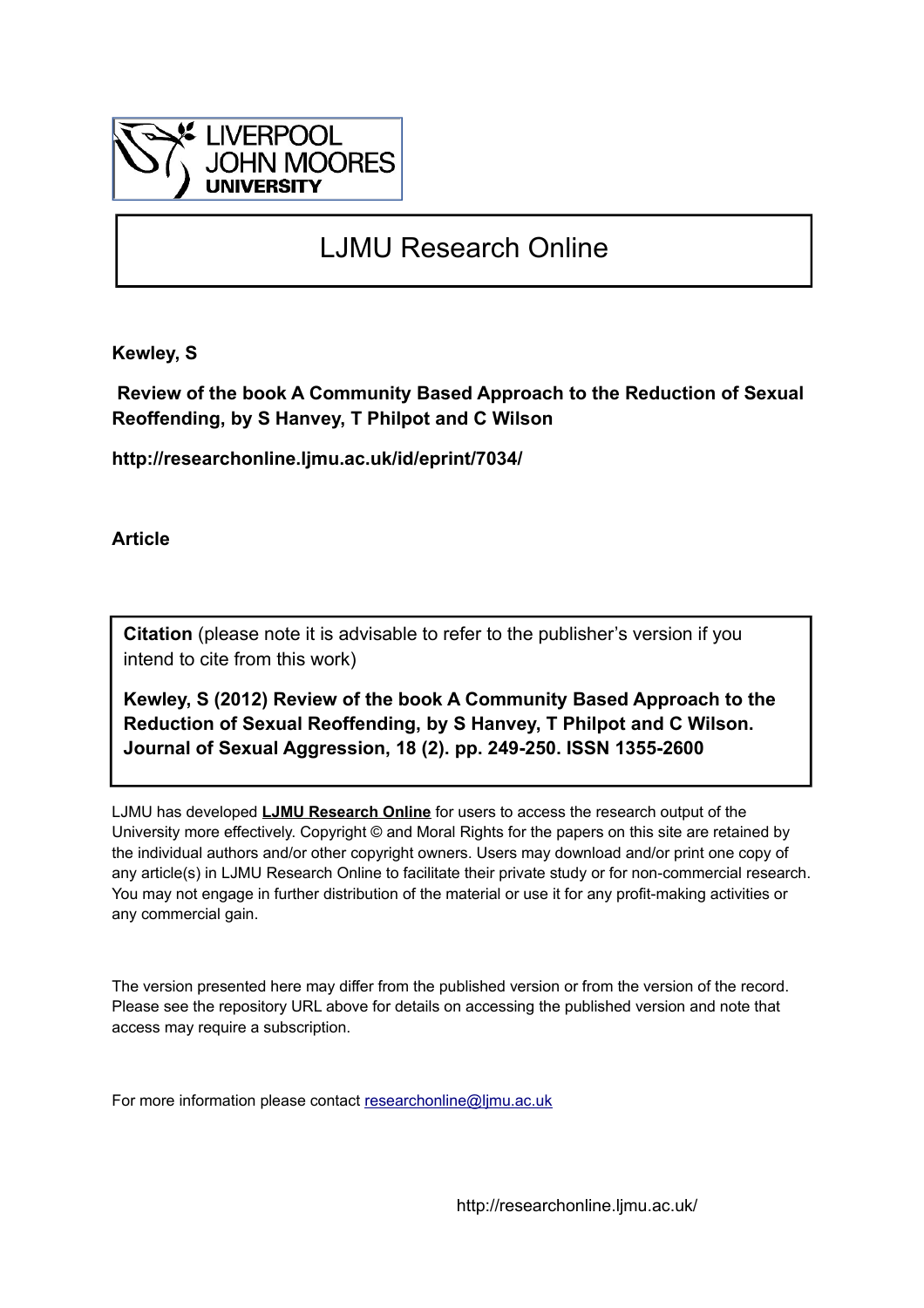LIVERPOOL JOHN MOORES UNIVERSITY

# LJMU Research Online

**Kewley, S**

**Review of the book A Community Based Approach to the Reduction of Sexual Reoffending, by S Hanvey, T Philpot and C Wilson**

**http://researchonline.ljmu.ac.uk/id/eprint/7034/**

**Article**

**Citation** (please note it is advisable to refer to the publisher's version if you intend to cite from this work)

**Kewley, S (2012) Review of the book A Community Based Approach to the Reduction of Sexual Reoffending, by S Hanvey, T Philpot and C Wilson. Journal of Sexual Aggression, 18 (2). pp. 249-250. ISSN 1355-2600**

LJMU has developed **LJMU Research Online** for users to access the research output of the University more effectively. Copyright © and Moral Rights for the papers on this site are retained by the individual authors and/or other copyright owners. Users may download and/or print one copy of any article(s) in LJMU Research Online to facilitate their private study or for non-commercial research. You may not engage in further distribution of the material or use it for any profit-making activities or any commercial gain.

The version presented here may differ from the published version or from the version of the record. Please see the repository URL above for details on accessing the published version and note that access may require a subscription.

For more information please contact researchonline@ljmu.ac.uk

http://researchonline.ljmu.ac.uk/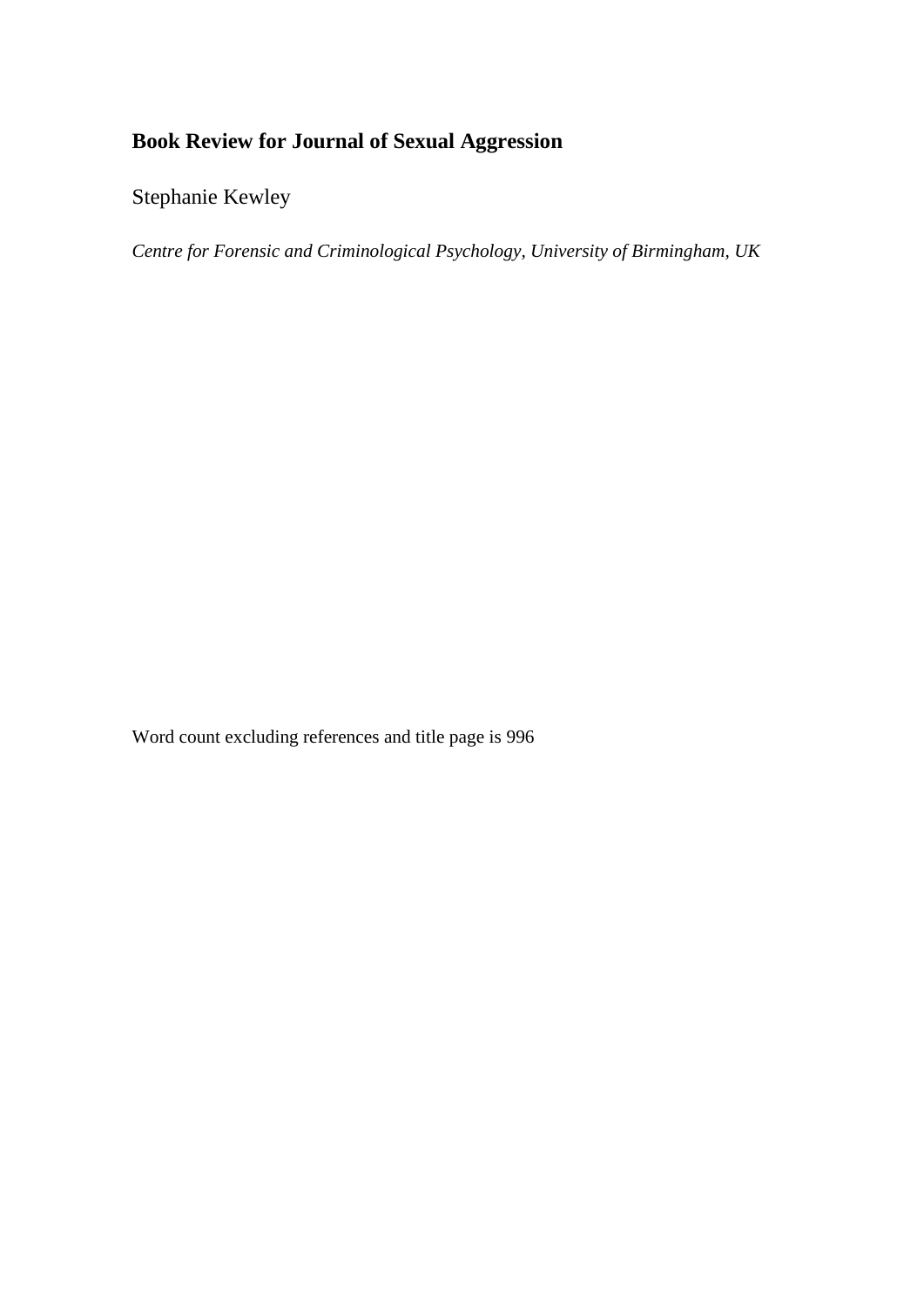**Book Review for Journal of Sexual Aggression**

Stephanie Kewley

*Centre for Forensic and Criminological Psychology, University of Birmingham, UK*

Word count excluding references and title page is 996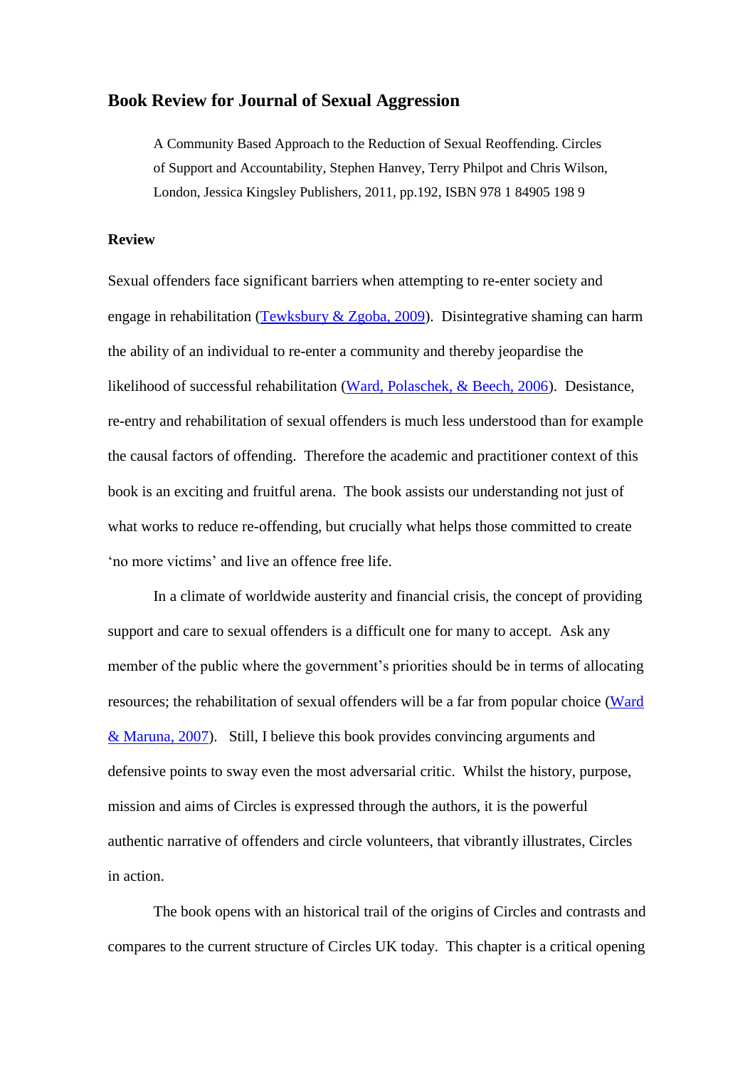## Book Review for Journal of Sexual Aggression

> A Community Based Approach to the Reduction of Sexual Reoffending. Circles of Support and Accountability, Stephen Hanvey, Terry Philpot and Chris Wilson, London, Jessica Kingsley Publishers, 2011, pp.192, ISBN 978 1 84905 198 9

### Review

Sexual offenders face significant barriers when attempting to re-enter society and engage in rehabilitation (Tewksbury & Zgoba, 2009). Disintegrative shaming can harm the ability of an individual to re-enter a community and thereby jeopardise the likelihood of successful rehabilitation (Ward, Polaschek, & Beech, 2006). Desistance, re-entry and rehabilitation of sexual offenders is much less understood than for example the causal factors of offending. Therefore the academic and practitioner context of this book is an exciting and fruitful arena. The book assists our understanding not just of what works to reduce re-offending, but crucially what helps those committed to create 'no more victims' and live an offence free life.

In a climate of worldwide austerity and financial crisis, the concept of providing support and care to sexual offenders is a difficult one for many to accept. Ask any member of the public where the government's priorities should be in terms of allocating resources; the rehabilitation of sexual offenders will be a far from popular choice (Ward & Maruna, 2007). Still, I believe this book provides convincing arguments and defensive points to sway even the most adversarial critic. Whilst the history, purpose, mission and aims of Circles is expressed through the authors, it is the powerful authentic narrative of offenders and circle volunteers, that vibrantly illustrates, Circles in action.

The book opens with an historical trail of the origins of Circles and contrasts and compares to the current structure of Circles UK today. This chapter is a critical opening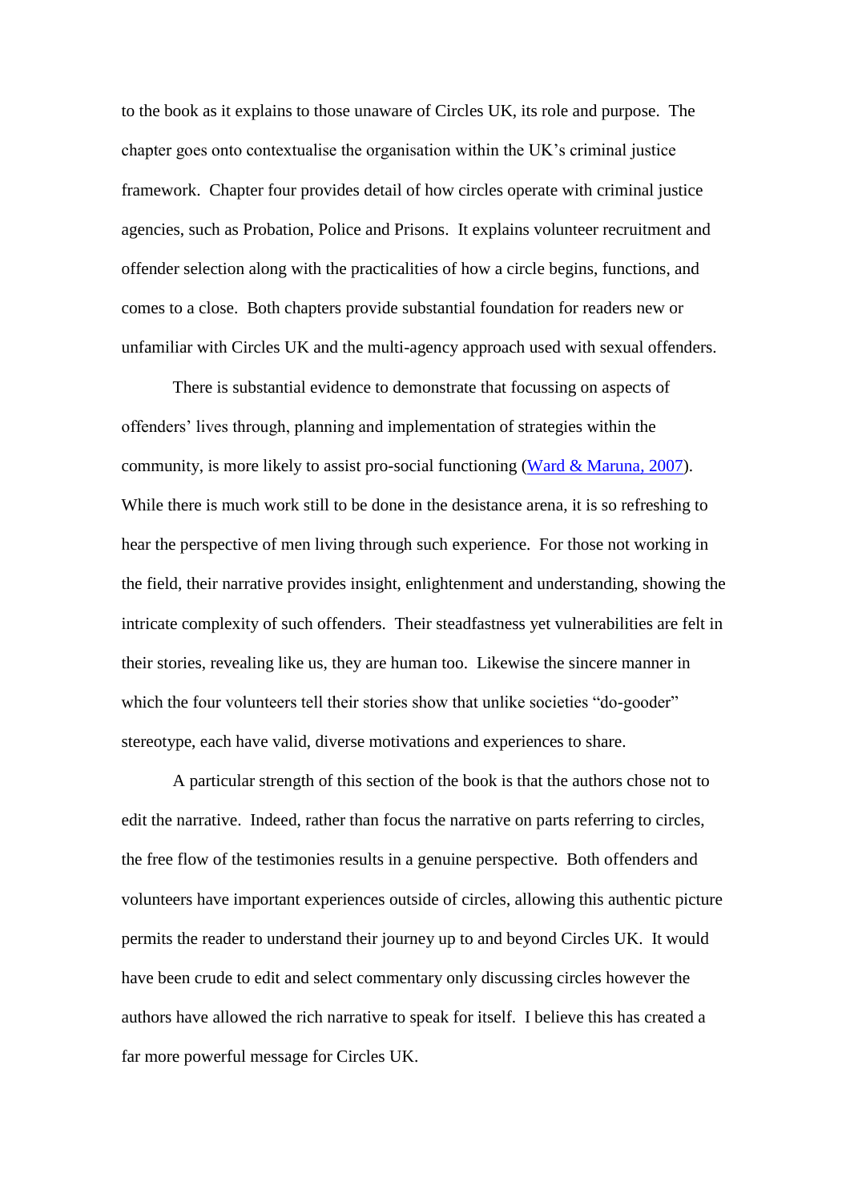to the book as it explains to those unaware of Circles UK, its role and purpose. The chapter goes onto contextualise the organisation within the UK's criminal justice framework. Chapter four provides detail of how circles operate with criminal justice agencies, such as Probation, Police and Prisons. It explains volunteer recruitment and offender selection along with the practicalities of how a circle begins, functions, and comes to a close. Both chapters provide substantial foundation for readers new or unfamiliar with Circles UK and the multi-agency approach used with sexual offenders.

There is substantial evidence to demonstrate that focussing on aspects of offenders' lives through, planning and implementation of strategies within the community, is more likely to assist pro-social functioning (Ward & Maruna, 2007). While there is much work still to be done in the desistance arena, it is so refreshing to hear the perspective of men living through such experience. For those not working in the field, their narrative provides insight, enlightenment and understanding, showing the intricate complexity of such offenders. Their steadfastness yet vulnerabilities are felt in their stories, revealing like us, they are human too. Likewise the sincere manner in which the four volunteers tell their stories show that unlike societies "do-gooder" stereotype, each have valid, diverse motivations and experiences to share.

A particular strength of this section of the book is that the authors chose not to edit the narrative. Indeed, rather than focus the narrative on parts referring to circles, the free flow of the testimonies results in a genuine perspective. Both offenders and volunteers have important experiences outside of circles, allowing this authentic picture permits the reader to understand their journey up to and beyond Circles UK. It would have been crude to edit and select commentary only discussing circles however the authors have allowed the rich narrative to speak for itself. I believe this has created a far more powerful message for Circles UK.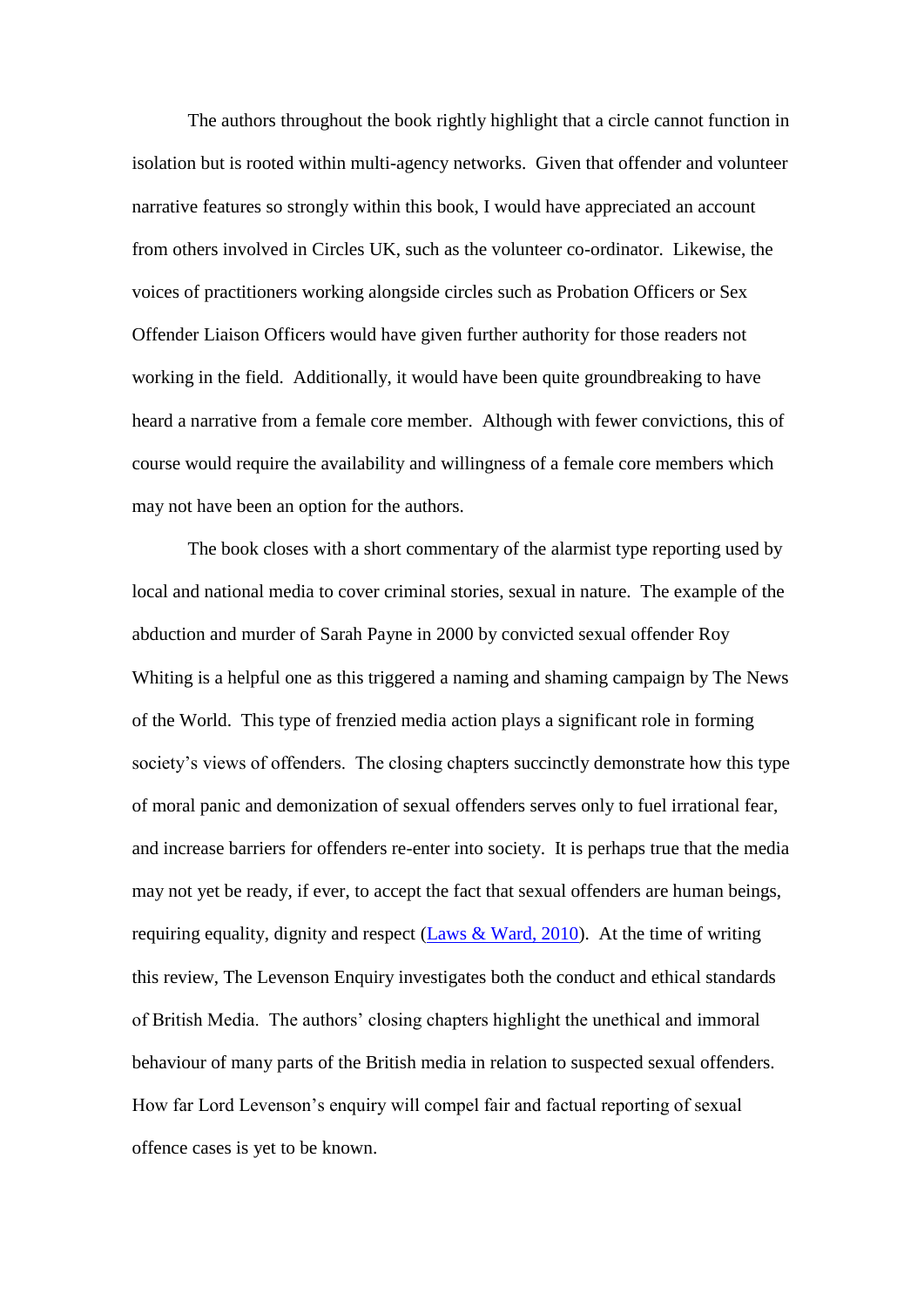The authors throughout the book rightly highlight that a circle cannot function in isolation but is rooted within multi-agency networks. Given that offender and volunteer narrative features so strongly within this book, I would have appreciated an account from others involved in Circles UK, such as the volunteer co-ordinator. Likewise, the voices of practitioners working alongside circles such as Probation Officers or Sex Offender Liaison Officers would have given further authority for those readers not working in the field. Additionally, it would have been quite groundbreaking to have heard a narrative from a female core member. Although with fewer convictions, this of course would require the availability and willingness of a female core members which may not have been an option for the authors.

The book closes with a short commentary of the alarmist type reporting used by local and national media to cover criminal stories, sexual in nature. The example of the abduction and murder of Sarah Payne in 2000 by convicted sexual offender Roy Whiting is a helpful one as this triggered a naming and shaming campaign by The News of the World. This type of frenzied media action plays a significant role in forming society's views of offenders. The closing chapters succinctly demonstrate how this type of moral panic and demonization of sexual offenders serves only to fuel irrational fear, and increase barriers for offenders re-enter into society. It is perhaps true that the media may not yet be ready, if ever, to accept the fact that sexual offenders are human beings, requiring equality, dignity and respect (Laws & Ward, 2010). At the time of writing this review, The Levenson Enquiry investigates both the conduct and ethical standards of British Media. The authors' closing chapters highlight the unethical and immoral behaviour of many parts of the British media in relation to suspected sexual offenders. How far Lord Levenson's enquiry will compel fair and factual reporting of sexual offence cases is yet to be known.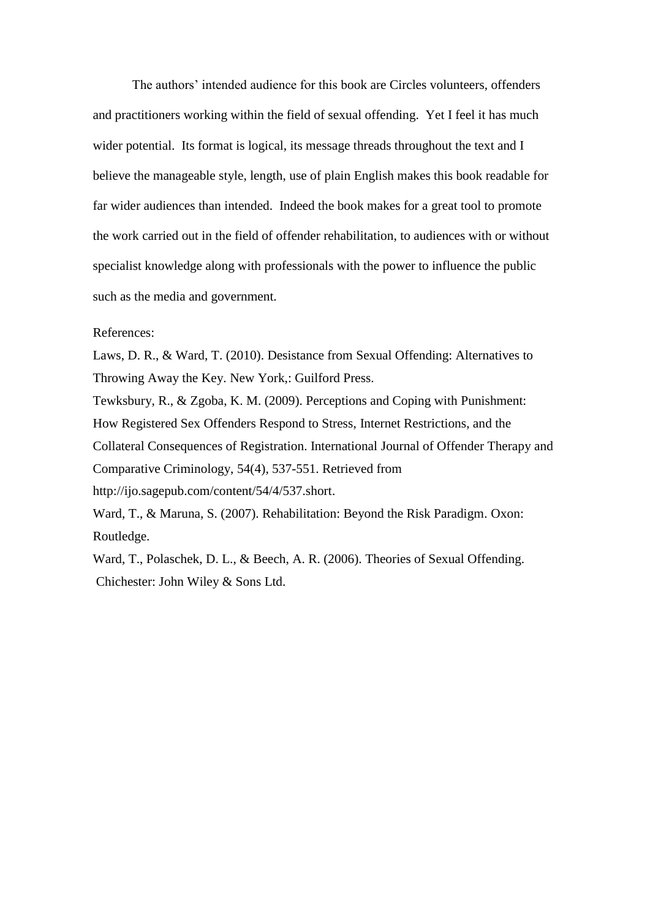The authors' intended audience for this book are Circles volunteers, offenders and practitioners working within the field of sexual offending. Yet I feel it has much wider potential. Its format is logical, its message threads throughout the text and I believe the manageable style, length, use of plain English makes this book readable for far wider audiences than intended. Indeed the book makes for a great tool to promote the work carried out in the field of offender rehabilitation, to audiences with or without specialist knowledge along with professionals with the power to influence the public such as the media and government.

References:

Laws, D. R., & Ward, T. (2010). Desistance from Sexual Offending: Alternatives to Throwing Away the Key. New York,: Guilford Press.

Tewksbury, R., & Zgoba, K. M. (2009). Perceptions and Coping with Punishment: How Registered Sex Offenders Respond to Stress, Internet Restrictions, and the Collateral Consequences of Registration. International Journal of Offender Therapy and Comparative Criminology, 54(4), 537-551. Retrieved from http://ijo.sagepub.com/content/54/4/537.short.

Ward, T., & Maruna, S. (2007). Rehabilitation: Beyond the Risk Paradigm. Oxon: Routledge.

Ward, T., Polaschek, D. L., & Beech, A. R. (2006). Theories of Sexual Offending. Chichester: John Wiley & Sons Ltd.